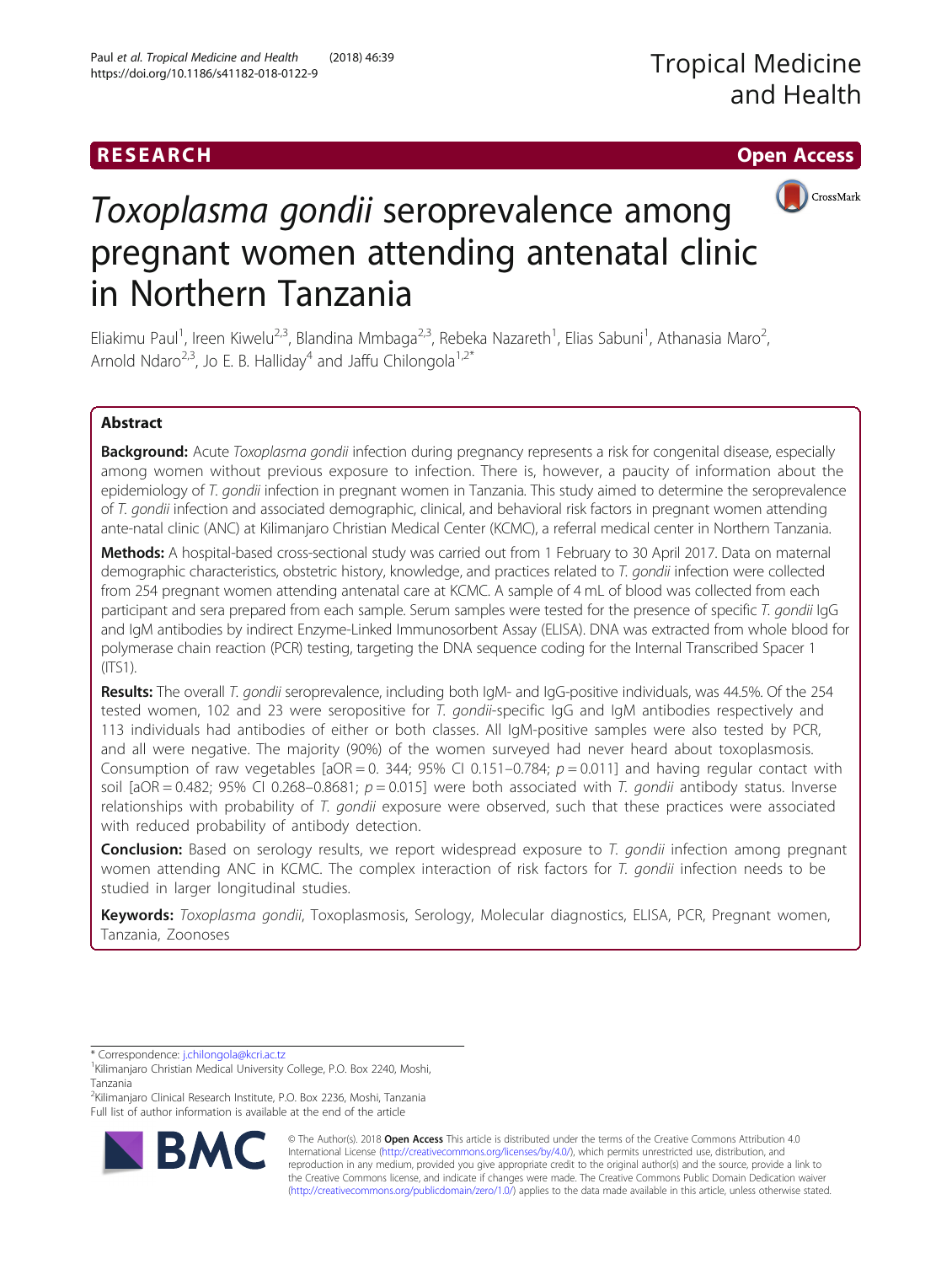RESEARCH

Open Access

# *Toxoplasma gondii* seroprevalence among pregnant women attending antenatal clinic in Northern Tanzania

Eliakimu Paul[1], Ireen Kiwelu[2,3], Blandina Mmbaga[2,3], Rebeka Nazareth[1], Elias Sabuni[1], Athanasia Maro[2], Arnold Ndaro[2,3], Jo E. B. Halliday[4] and Jaffu Chilongola[1,2*]

## Abstract

**Background:** Acute *Toxoplasma gondii* infection during pregnancy represents a risk for congenital disease, especially among women without previous exposure to infection. There is, however, a paucity of information about the epidemiology of *T. gondii* infection in pregnant women in Tanzania. This study aimed to determine the seroprevalence of *T. gondii* infection and associated demographic, clinical, and behavioral risk factors in pregnant women attending ante-natal clinic (ANC) at Kilimanjaro Christian Medical Center (KCMC), a referral medical center in Northern Tanzania.

**Methods:** A hospital-based cross-sectional study was carried out from 1 February to 30 April 2017. Data on maternal demographic characteristics, obstetric history, knowledge, and practices related to *T. gondii* infection were collected from 254 pregnant women attending antenatal care at KCMC. A sample of 4 mL of blood was collected from each participant and sera prepared from each sample. Serum samples were tested for the presence of specific *T. gondii* IgG and IgM antibodies by indirect Enzyme-Linked Immunosorbent Assay (ELISA). DNA was extracted from whole blood for polymerase chain reaction (PCR) testing, targeting the DNA sequence coding for the Internal Transcribed Spacer 1 (ITS1).

**Results:** The overall *T. gondii* seroprevalence, including both IgM- and IgG-positive individuals, was 44.5%. Of the 254 tested women, 102 and 23 were seropositive for *T. gondii*-specific IgG and IgM antibodies respectively and 113 individuals had antibodies of either or both classes. All IgM-positive samples were also tested by PCR, and all were negative. The majority (90%) of the women surveyed had never heard about toxoplasmosis. Consumption of raw vegetables [aOR = 0. 344; 95% CI 0.151–0.784; $p = 0.011$] and having regular contact with soil [aOR = 0.482; 95% CI 0.268–0.8681; $p = 0.015$] were both associated with *T. gondii* antibody status. Inverse relationships with probability of *T. gondii* exposure were observed, such that these practices were associated with reduced probability of antibody detection.

**Conclusion:** Based on serology results, we report widespread exposure to *T. gondii* infection among pregnant women attending ANC in KCMC. The complex interaction of risk factors for *T. gondii* infection needs to be studied in larger longitudinal studies.

**Keywords:** *Toxoplasma gondii*, Toxoplasmosis, Serology, Molecular diagnostics, ELISA, PCR, Pregnant women, Tanzania, Zoonoses

\* Correspondence: j.chilongola@kcri.ac.tz
[1]Kilimanjaro Christian Medical University College, P.O. Box 2240, Moshi, Tanzania
[2]Kilimanjaro Clinical Research Institute, P.O. Box 2236, Moshi, Tanzania
Full list of author information is available at the end of the article

© The Author(s). 2018 **Open Access** This article is distributed under the terms of the Creative Commons Attribution 4.0 International License (http://creativecommons.org/licenses/by/4.0/), which permits unrestricted use, distribution, and reproduction in any medium, provided you give appropriate credit to the original author(s) and the source, provide a link to the Creative Commons license, and indicate if changes were made. The Creative Commons Public Domain Dedication waiver (http://creativecommons.org/publicdomain/zero/1.0/) applies to the data made available in this article, unless otherwise stated.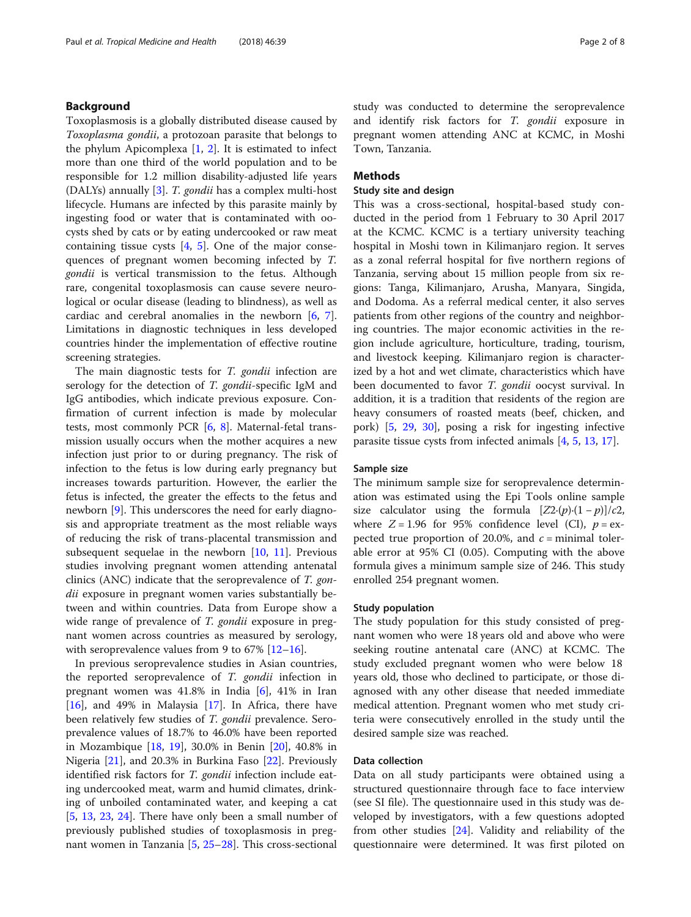## Background

Toxoplasmosis is a globally distributed disease caused by *Toxoplasma gondii*, a protozoan parasite that belongs to the phylum Apicomplexa [1, 2]. It is estimated to infect more than one third of the world population and to be responsible for 1.2 million disability-adjusted life years (DALYs) annually [3]. *T. gondii* has a complex multi-host lifecycle. Humans are infected by this parasite mainly by ingesting food or water that is contaminated with oocysts shed by cats or by eating undercooked or raw meat containing tissue cysts [4, 5]. One of the major consequences of pregnant women becoming infected by *T. gondii* is vertical transmission to the fetus. Although rare, congenital toxoplasmosis can cause severe neurological or ocular disease (leading to blindness), as well as cardiac and cerebral anomalies in the newborn [6, 7]. Limitations in diagnostic techniques in less developed countries hinder the implementation of effective routine screening strategies.

The main diagnostic tests for *T. gondii* infection are serology for the detection of *T. gondii*-specific IgM and IgG antibodies, which indicate previous exposure. Confirmation of current infection is made by molecular tests, most commonly PCR [6, 8]. Maternal-fetal transmission usually occurs when the mother acquires a new infection just prior to or during pregnancy. The risk of infection to the fetus is low during early pregnancy but increases towards parturition. However, the earlier the fetus is infected, the greater the effects to the fetus and newborn [9]. This underscores the need for early diagnosis and appropriate treatment as the most reliable ways of reducing the risk of trans-placental transmission and subsequent sequelae in the newborn [10, 11]. Previous studies involving pregnant women attending antenatal clinics (ANC) indicate that the seroprevalence of *T. gondii* exposure in pregnant women varies substantially between and within countries. Data from Europe show a wide range of prevalence of *T. gondii* exposure in pregnant women across countries as measured by serology, with seroprevalence values from 9 to 67% [12–16].

In previous seroprevalence studies in Asian countries, the reported seroprevalence of *T. gondii* infection in pregnant women was 41.8% in India [6], 41% in Iran [16], and 49% in Malaysia [17]. In Africa, there have been relatively few studies of *T. gondii* prevalence. Seroprevalence values of 18.7% to 46.0% have been reported in Mozambique [18, 19], 30.0% in Benin [20], 40.8% in Nigeria [21], and 20.3% in Burkina Faso [22]. Previously identified risk factors for *T. gondii* infection include eating undercooked meat, warm and humid climates, drinking of unboiled contaminated water, and keeping a cat [5, 13, 23, 24]. There have only been a small number of previously published studies of toxoplasmosis in pregnant women in Tanzania [5, 25–28]. This cross-sectional study was conducted to determine the seroprevalence and identify risk factors for *T. gondii* exposure in pregnant women attending ANC at KCMC, in Moshi Town, Tanzania.

## Methods

### Study site and design

This was a cross-sectional, hospital-based study conducted in the period from 1 February to 30 April 2017 at the KCMC. KCMC is a tertiary university teaching hospital in Moshi town in Kilimanjaro region. It serves as a zonal referral hospital for five northern regions of Tanzania, serving about 15 million people from six regions: Tanga, Kilimanjaro, Arusha, Manyara, Singida, and Dodoma. As a referral medical center, it also serves patients from other regions of the country and neighboring countries. The major economic activities in the region include agriculture, horticulture, trading, tourism, and livestock keeping. Kilimanjaro region is characterized by a hot and wet climate, characteristics which have been documented to favor *T. gondii* oocyst survival. In addition, it is a tradition that residents of the region are heavy consumers of roasted meats (beef, chicken, and pork) [5, 29, 30], posing a risk for ingesting infective parasite tissue cysts from infected animals [4, 5, 13, 17].

### Sample size

The minimum sample size for seroprevalence determination was estimated using the Epi Tools online sample size calculator using the formula $[Z2{\cdot}(p){\cdot}(1-p)]/c2$, where $Z = 1.96$ for 95% confidence level (CI), $p$ = expected true proportion of 20.0%, and $c$ = minimal tolerable error at 95% CI (0.05). Computing with the above formula gives a minimum sample size of 246. This study enrolled 254 pregnant women.

### Study population

The study population for this study consisted of pregnant women who were 18 years old and above who were seeking routine antenatal care (ANC) at KCMC. The study excluded pregnant women who were below 18 years old, those who declined to participate, or those diagnosed with any other disease that needed immediate medical attention. Pregnant women who met study criteria were consecutively enrolled in the study until the desired sample size was reached.

### Data collection

Data on all study participants were obtained using a structured questionnaire through face to face interview (see SI file). The questionnaire used in this study was developed by investigators, with a few questions adopted from other studies [24]. Validity and reliability of the questionnaire were determined. It was first piloted on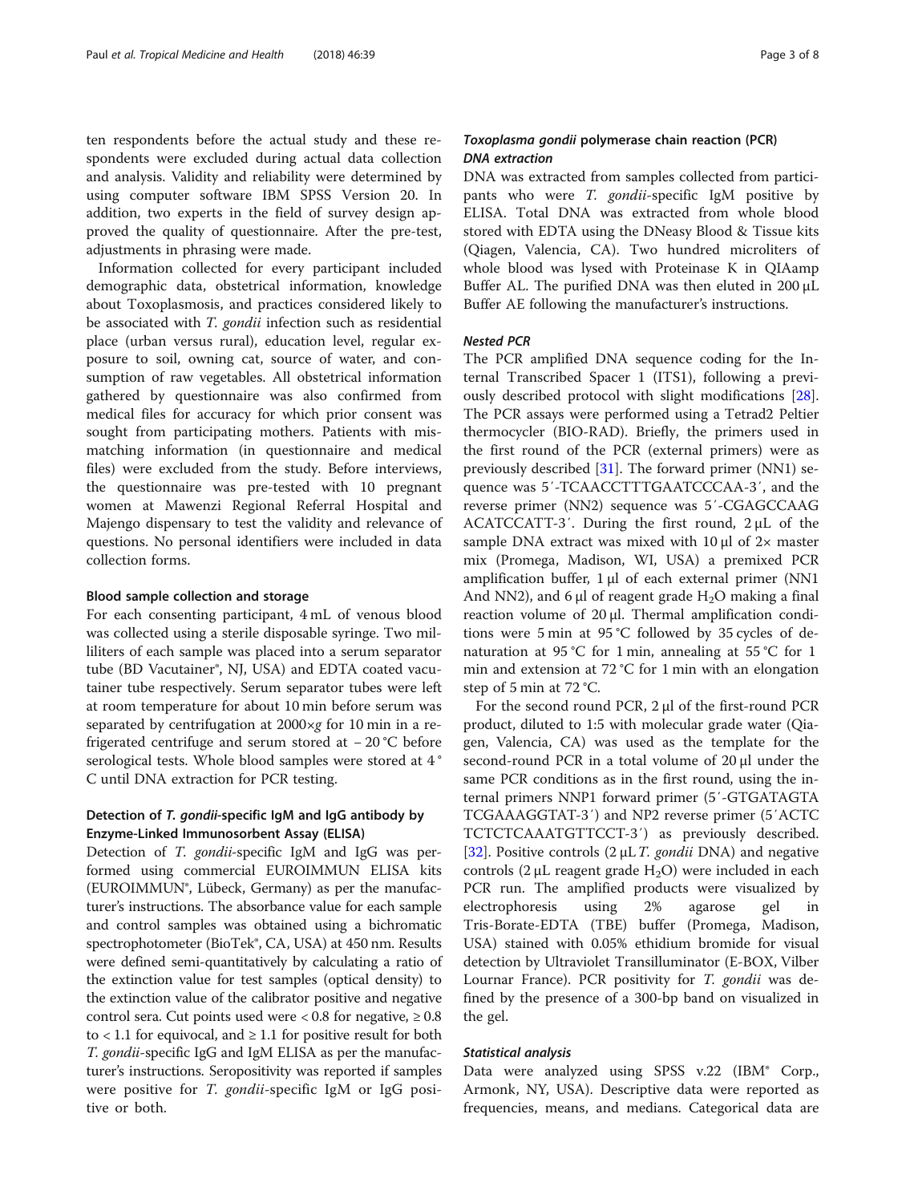ten respondents before the actual study and these respondents were excluded during actual data collection and analysis. Validity and reliability were determined by using computer software IBM SPSS Version 20. In addition, two experts in the field of survey design approved the quality of questionnaire. After the pre-test, adjustments in phrasing were made.

Information collected for every participant included demographic data, obstetrical information, knowledge about Toxoplasmosis, and practices considered likely to be associated with *T. gondii* infection such as residential place (urban versus rural), education level, regular exposure to soil, owning cat, source of water, and consumption of raw vegetables. All obstetrical information gathered by questionnaire was also confirmed from medical files for accuracy for which prior consent was sought from participating mothers. Patients with mismatching information (in questionnaire and medical files) were excluded from the study. Before interviews, the questionnaire was pre-tested with 10 pregnant women at Mawenzi Regional Referral Hospital and Majengo dispensary to test the validity and relevance of questions. No personal identifiers were included in data collection forms.

### Blood sample collection and storage

For each consenting participant, 4 mL of venous blood was collected using a sterile disposable syringe. Two milliliters of each sample was placed into a serum separator tube (BD Vacutainer®, NJ, USA) and EDTA coated vacutainer tube respectively. Serum separator tubes were left at room temperature for about 10 min before serum was separated by centrifugation at 2000×*g* for 10 min in a refrigerated centrifuge and serum stored at − 20 °C before serological tests. Whole blood samples were stored at 4 ° C until DNA extraction for PCR testing.

### Detection of *T. gondii*-specific IgM and IgG antibody by Enzyme-Linked Immunosorbent Assay (ELISA)

Detection of *T. gondii*-specific IgM and IgG was performed using commercial EUROIMMUN ELISA kits (EUROIMMUN®, Lübeck, Germany) as per the manufacturer's instructions. The absorbance value for each sample and control samples was obtained using a bichromatic spectrophotometer (BioTek®, CA, USA) at 450 nm. Results were defined semi-quantitatively by calculating a ratio of the extinction value for test samples (optical density) to the extinction value of the calibrator positive and negative control sera. Cut points used were < 0.8 for negative, ≥ 0.8 to < 1.1 for equivocal, and ≥ 1.1 for positive result for both *T. gondii*-specific IgG and IgM ELISA as per the manufacturer's instructions. Seropositivity was reported if samples were positive for *T. gondii*-specific IgM or IgG positive or both.

### *Toxoplasma gondii* polymerase chain reaction (PCR)

#### *DNA extraction*

DNA was extracted from samples collected from participants who were *T. gondii*-specific IgM positive by ELISA. Total DNA was extracted from whole blood stored with EDTA using the DNeasy Blood & Tissue kits (Qiagen, Valencia, CA). Two hundred microliters of whole blood was lysed with Proteinase K in QIAamp Buffer AL. The purified DNA was then eluted in 200 μL Buffer AE following the manufacturer's instructions.

#### *Nested PCR*

The PCR amplified DNA sequence coding for the Internal Transcribed Spacer 1 (ITS1), following a previously described protocol with slight modifications [28]. The PCR assays were performed using a Tetrad2 Peltier thermocycler (BIO-RAD). Briefly, the primers used in the first round of the PCR (external primers) were as previously described [31]. The forward primer (NN1) sequence was 5′-TCAACCTTTGAATCCCAA-3′, and the reverse primer (NN2) sequence was 5′-CGAGCCAAG ACATCCATT-3′. During the first round, 2 μL of the sample DNA extract was mixed with 10 μl of 2× master mix (Promega, Madison, WI, USA) a premixed PCR amplification buffer, 1 μl of each external primer (NN1 And NN2), and 6 μl of reagent grade $H_2O$ making a final reaction volume of 20 μl. Thermal amplification conditions were 5 min at 95 °C followed by 35 cycles of denaturation at 95 °C for 1 min, annealing at 55 °C for 1 min and extension at 72 °C for 1 min with an elongation step of 5 min at 72 °C.

For the second round PCR, 2 μl of the first-round PCR product, diluted to 1:5 with molecular grade water (Qiagen, Valencia, CA) was used as the template for the second-round PCR in a total volume of 20 μl under the same PCR conditions as in the first round, using the internal primers NNP1 forward primer (5′-GTGATAGTA TCGAAAGGTAT-3′) and NP2 reverse primer (5′ACTC TCTCTCAAATGTTCCT-3′) as previously described. [32]. Positive controls (2 μL *T. gondii* DNA) and negative controls (2 μL reagent grade $H_2O$) were included in each PCR run. The amplified products were visualized by electrophoresis using 2% agarose gel in Tris-Borate-EDTA (TBE) buffer (Promega, Madison, USA) stained with 0.05% ethidium bromide for visual detection by Ultraviolet Transilluminator (E-BOX, Vilber Lournar France). PCR positivity for *T. gondii* was defined by the presence of a 300-bp band on visualized in the gel.

#### *Statistical analysis*

Data were analyzed using SPSS v.22 (IBM® Corp., Armonk, NY, USA). Descriptive data were reported as frequencies, means, and medians. Categorical data are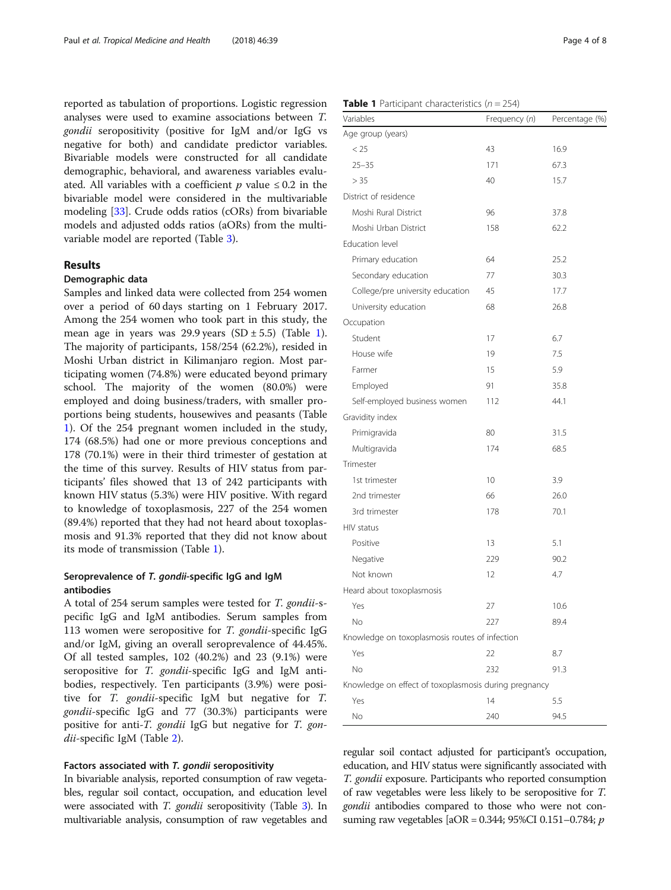reported as tabulation of proportions. Logistic regression analyses were used to examine associations between *T. gondii* seropositivity (positive for IgM and/or IgG vs negative for both) and candidate predictor variables. Bivariable models were constructed for all candidate demographic, behavioral, and awareness variables evaluated. All variables with a coefficient $p$ value $\leq 0.2$ in the bivariable model were considered in the multivariable modeling [33]. Crude odds ratios (cORs) from bivariable models and adjusted odds ratios (aORs) from the multivariable model are reported (Table 3).

## Results

### Demographic data

Samples and linked data were collected from 254 women over a period of 60 days starting on 1 February 2017. Among the 254 women who took part in this study, the mean age in years was 29.9 years (SD ± 5.5) (Table 1). The majority of participants, 158/254 (62.2%), resided in Moshi Urban district in Kilimanjaro region. Most participating women (74.8%) were educated beyond primary school. The majority of the women (80.0%) were employed and doing business/traders, with smaller proportions being students, housewives and peasants (Table 1). Of the 254 pregnant women included in the study, 174 (68.5%) had one or more previous conceptions and 178 (70.1%) were in their third trimester of gestation at the time of this survey. Results of HIV status from participants' files showed that 13 of 242 participants with known HIV status (5.3%) were HIV positive. With regard to knowledge of toxoplasmosis, 227 of the 254 women (89.4%) reported that they had not heard about toxoplasmosis and 91.3% reported that they did not know about its mode of transmission (Table 1).

**Table 1** Participant characteristics ($n = 254$)

| Variables | Frequency ($n$) | Percentage (%) |
|---|---|---|
| Age group (years) | | |
| < 25 | 43 | 16.9 |
| 25–35 | 171 | 67.3 |
| > 35 | 40 | 15.7 |
| District of residence | | |
| Moshi Rural District | 96 | 37.8 |
| Moshi Urban District | 158 | 62.2 |
| Education level | | |
| Primary education | 64 | 25.2 |
| Secondary education | 77 | 30.3 |
| College/pre university education | 45 | 17.7 |
| University education | 68 | 26.8 |
| Occupation | | |
| Student | 17 | 6.7 |
| House wife | 19 | 7.5 |
| Farmer | 15 | 5.9 |
| Employed | 91 | 35.8 |
| Self-employed business women | 112 | 44.1 |
| Gravidity index | | |
| Primigravida | 80 | 31.5 |
| Multigravida | 174 | 68.5 |
| Trimester | | |
| 1st trimester | 10 | 3.9 |
| 2nd trimester | 66 | 26.0 |
| 3rd trimester | 178 | 70.1 |
| HIV status | | |
| Positive | 13 | 5.1 |
| Negative | 229 | 90.2 |
| Not known | 12 | 4.7 |
| Heard about toxoplasmosis | | |
| Yes | 27 | 10.6 |
| No | 227 | 89.4 |
| Knowledge on toxoplasmosis routes of infection | | |
| Yes | 22 | 8.7 |
| No | 232 | 91.3 |
| Knowledge on effect of toxoplasmosis during pregnancy | | |
| Yes | 14 | 5.5 |
| No | 240 | 94.5 |

### Seroprevalence of *T. gondii*-specific IgG and IgM antibodies

A total of 254 serum samples were tested for *T. gondii*-specific IgG and IgM antibodies. Serum samples from 113 women were seropositive for *T. gondii*-specific IgG and/or IgM, giving an overall seroprevalence of 44.45%. Of all tested samples, 102 (40.2%) and 23 (9.1%) were seropositive for *T. gondii*-specific IgG and IgM antibodies, respectively. Ten participants (3.9%) were positive for *T. gondii*-specific IgM but negative for *T. gondii*-specific IgG and 77 (30.3%) participants were positive for anti-*T. gondii* IgG but negative for *T. gondii*-specific IgM (Table 2).

### Factors associated with *T. gondii* seropositivity

In bivariable analysis, reported consumption of raw vegetables, regular soil contact, occupation, and education level were associated with *T. gondii* seropositivity (Table 3). In multivariable analysis, consumption of raw vegetables and regular soil contact adjusted for participant's occupation, education, and HIV status were significantly associated with *T. gondii* exposure. Participants who reported consumption of raw vegetables were less likely to be seropositive for *T. gondii* antibodies compared to those who were not consuming raw vegetables [aOR = 0.344; 95%CI 0.151–0.784; $p$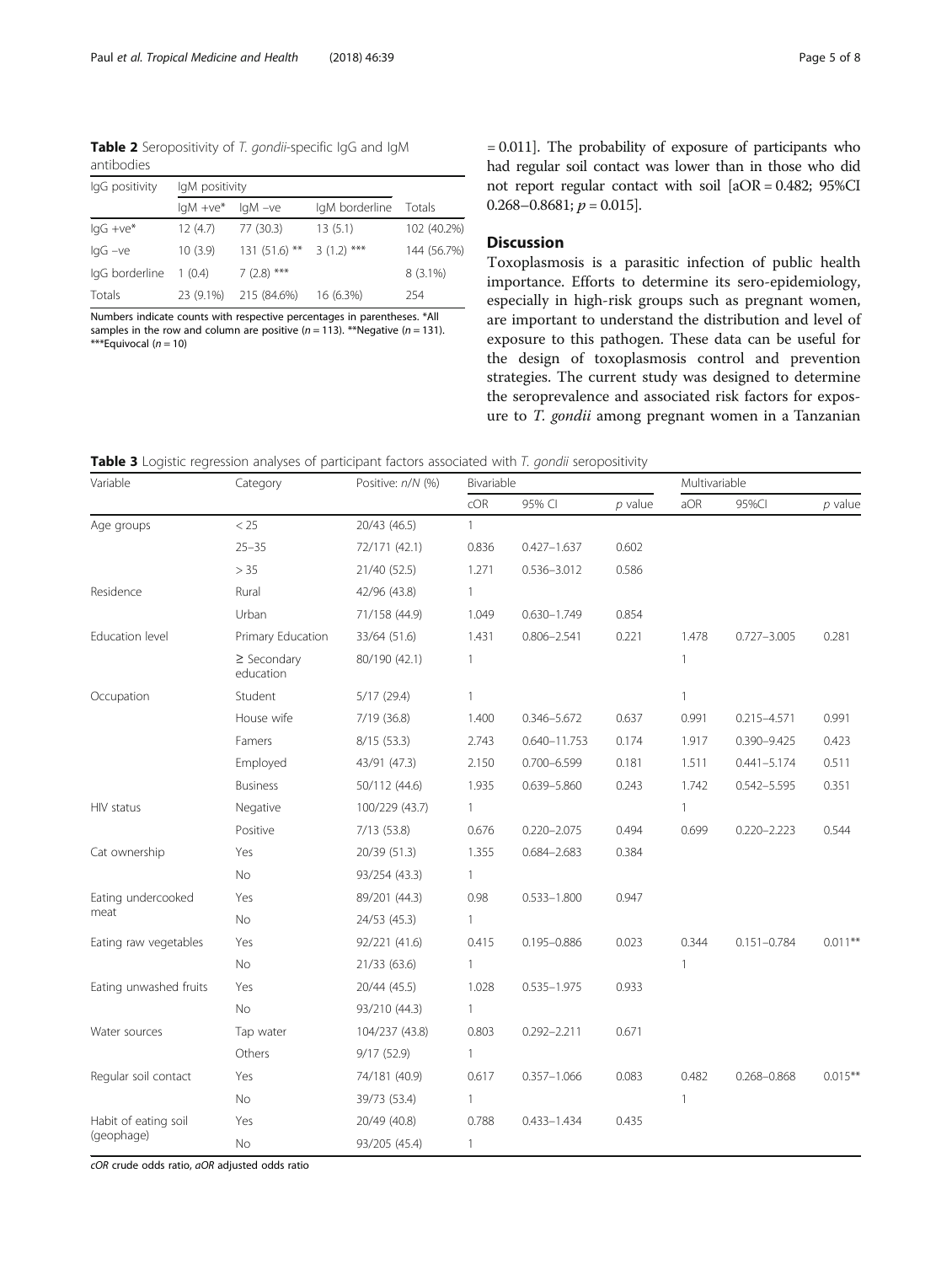**Table 2** Seropositivity of *T. gondii*-specific IgG and IgM antibodies

| IgG positivity | IgM positivity | | | |
|---|---|---|---|---|
| | IgM +ve* | IgM –ve | IgM borderline | Totals |
| IgG +ve* | 12 (4.7) | 77 (30.3) | 13 (5.1) | 102 (40.2%) |
| IgG –ve | 10 (3.9) | 131 (51.6) ** | 3 (1.2) *** | 144 (56.7%) |
| IgG borderline | 1 (0.4) | 7 (2.8) *** | | 8 (3.1%) |
| Totals | 23 (9.1%) | 215 (84.6%) | 16 (6.3%) | 254 |

Numbers indicate counts with respective percentages in parentheses. *All samples in the row and column are positive ($n = 113$). **Negative ($n = 131$). ***Equivocal ($n = 10$)

= 0.011]. The probability of exposure of participants who had regular soil contact was lower than in those who did not report regular contact with soil [aOR = 0.482; 95%CI 0.268–0.8681; $p = 0.015$].

## Discussion

Toxoplasmosis is a parasitic infection of public health importance. Efforts to determine its sero-epidemiology, especially in high-risk groups such as pregnant women, are important to understand the distribution and level of exposure to this pathogen. These data can be useful for the design of toxoplasmosis control and prevention strategies. The current study was designed to determine the seroprevalence and associated risk factors for exposure to *T. gondii* among pregnant women in a Tanzanian

**Table 3** Logistic regression analyses of participant factors associated with *T. gondii* seropositivity

| Variable | Category | Positive: n/N (%) | Bivariable | | | Multivariable | | |
|---|---|---|---|---|---|---|---|---|
| | | | cOR | 95% CI | *p* value | aOR | 95%CI | *p* value |
| Age groups | < 25 | 20/43 (46.5) | 1 | | | | | |
| | 25–35 | 72/171 (42.1) | 0.836 | 0.427–1.637 | 0.602 | | | |
| | > 35 | 21/40 (52.5) | 1.271 | 0.536–3.012 | 0.586 | | | |
| Residence | Rural | 42/96 (43.8) | 1 | | | | | |
| | Urban | 71/158 (44.9) | 1.049 | 0.630–1.749 | 0.854 | | | |
| Education level | Primary Education | 33/64 (51.6) | 1.431 | 0.806–2.541 | 0.221 | 1.478 | 0.727–3.005 | 0.281 |
| | ≥ Secondary education | 80/190 (42.1) | 1 | | | 1 | | |
| Occupation | Student | 5/17 (29.4) | 1 | | | 1 | | |
| | House wife | 7/19 (36.8) | 1.400 | 0.346–5.672 | 0.637 | 0.991 | 0.215–4.571 | 0.991 |
| | Famers | 8/15 (53.3) | 2.743 | 0.640–11.753 | 0.174 | 1.917 | 0.390–9.425 | 0.423 |
| | Employed | 43/91 (47.3) | 2.150 | 0.700–6.599 | 0.181 | 1.511 | 0.441–5.174 | 0.511 |
| | Business | 50/112 (44.6) | 1.935 | 0.639–5.860 | 0.243 | 1.742 | 0.542–5.595 | 0.351 |
| HIV status | Negative | 100/229 (43.7) | 1 | | | 1 | | |
| | Positive | 7/13 (53.8) | 0.676 | 0.220–2.075 | 0.494 | 0.699 | 0.220–2.223 | 0.544 |
| Cat ownership | Yes | 20/39 (51.3) | 1.355 | 0.684–2.683 | 0.384 | | | |
| | No | 93/254 (43.3) | 1 | | | | | |
| Eating undercooked meat | Yes | 89/201 (44.3) | 0.98 | 0.533–1.800 | 0.947 | | | |
| | No | 24/53 (45.3) | 1 | | | | | |
| Eating raw vegetables | Yes | 92/221 (41.6) | 0.415 | 0.195–0.886 | 0.023 | 0.344 | 0.151–0.784 | 0.011** |
| | No | 21/33 (63.6) | 1 | | | 1 | | |
| Eating unwashed fruits | Yes | 20/44 (45.5) | 1.028 | 0.535–1.975 | 0.933 | | | |
| | No | 93/210 (44.3) | 1 | | | | | |
| Water sources | Tap water | 104/237 (43.8) | 0.803 | 0.292–2.211 | 0.671 | | | |
| | Others | 9/17 (52.9) | 1 | | | | | |
| Regular soil contact | Yes | 74/181 (40.9) | 0.617 | 0.357–1.066 | 0.083 | 0.482 | 0.268–0.868 | 0.015** |
| | No | 39/73 (53.4) | 1 | | | 1 | | |
| Habit of eating soil (geophage) | Yes | 20/49 (40.8) | 0.788 | 0.433–1.434 | 0.435 | | | |
| | No | 93/205 (45.4) | 1 | | | | | |

*cOR* crude odds ratio, *aOR* adjusted odds ratio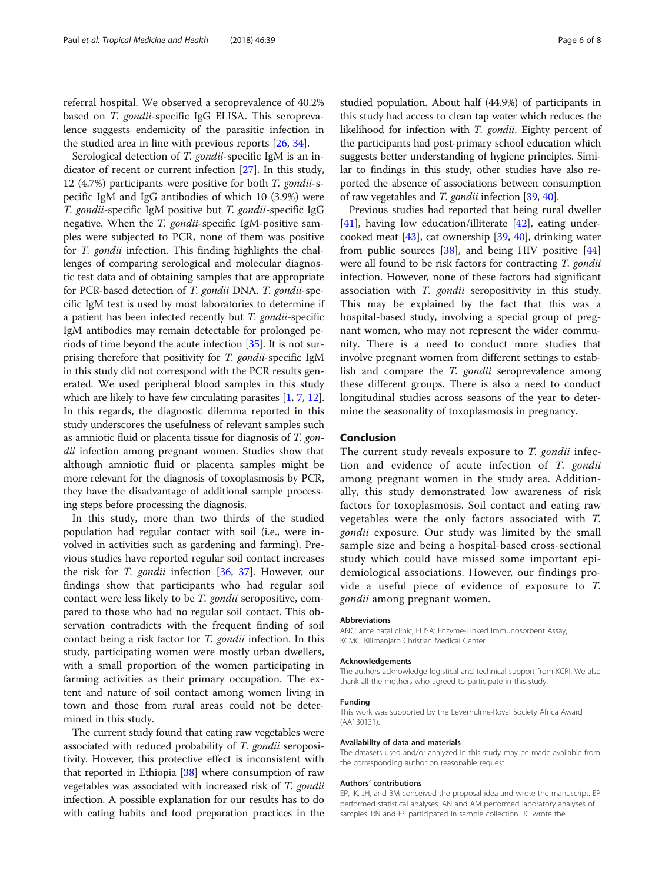referral hospital. We observed a seroprevalence of 40.2% based on *T. gondii*-specific IgG ELISA. This seroprevalence suggests endemicity of the parasitic infection in the studied area in line with previous reports [26, 34].

Serological detection of *T. gondii*-specific IgM is an indicator of recent or current infection [27]. In this study, 12 (4.7%) participants were positive for both *T. gondii*-specific IgM and IgG antibodies of which 10 (3.9%) were *T. gondii*-specific IgM positive but *T. gondii*-specific IgG negative. When the *T. gondii*-specific IgM-positive samples were subjected to PCR, none of them was positive for *T. gondii* infection. This finding highlights the challenges of comparing serological and molecular diagnostic test data and of obtaining samples that are appropriate for PCR-based detection of *T. gondii* DNA. *T. gondii*-specific IgM test is used by most laboratories to determine if a patient has been infected recently but *T. gondii*-specific IgM antibodies may remain detectable for prolonged periods of time beyond the acute infection [35]. It is not surprising therefore that positivity for *T. gondii*-specific IgM in this study did not correspond with the PCR results generated. We used peripheral blood samples in this study which are likely to have few circulating parasites [1, 7, 12]. In this regards, the diagnostic dilemma reported in this study underscores the usefulness of relevant samples such as amniotic fluid or placenta tissue for diagnosis of *T. gondii* infection among pregnant women. Studies show that although amniotic fluid or placenta samples might be more relevant for the diagnosis of toxoplasmosis by PCR, they have the disadvantage of additional sample processing steps before processing the diagnosis.

In this study, more than two thirds of the studied population had regular contact with soil (i.e., were involved in activities such as gardening and farming). Previous studies have reported regular soil contact increases the risk for *T. gondii* infection [36, 37]. However, our findings show that participants who had regular soil contact were less likely to be *T. gondii* seropositive, compared to those who had no regular soil contact. This observation contradicts with the frequent finding of soil contact being a risk factor for *T. gondii* infection. In this study, participating women were mostly urban dwellers, with a small proportion of the women participating in farming activities as their primary occupation. The extent and nature of soil contact among women living in town and those from rural areas could not be determined in this study.

The current study found that eating raw vegetables were associated with reduced probability of *T. gondii* seropositivity. However, this protective effect is inconsistent with that reported in Ethiopia [38] where consumption of raw vegetables was associated with increased risk of *T. gondii* infection. A possible explanation for our results has to do with eating habits and food preparation practices in the studied population. About half (44.9%) of participants in this study had access to clean tap water which reduces the likelihood for infection with *T. gondii*. Eighty percent of the participants had post-primary school education which suggests better understanding of hygiene principles. Similar to findings in this study, other studies have also reported the absence of associations between consumption of raw vegetables and *T. gondii* infection [39, 40].

Previous studies had reported that being rural dweller [41], having low education/illiterate [42], eating undercooked meat [43], cat ownership [39, 40], drinking water from public sources [38], and being HIV positive [44] were all found to be risk factors for contracting *T. gondii* infection. However, none of these factors had significant association with *T. gondii* seropositivity in this study. This may be explained by the fact that this was a hospital-based study, involving a special group of pregnant women, who may not represent the wider community. There is a need to conduct more studies that involve pregnant women from different settings to establish and compare the *T. gondii* seroprevalence among these different groups. There is also a need to conduct longitudinal studies across seasons of the year to determine the seasonality of toxoplasmosis in pregnancy.

## Conclusion

The current study reveals exposure to *T. gondii* infection and evidence of acute infection of *T. gondii* among pregnant women in the study area. Additionally, this study demonstrated low awareness of risk factors for toxoplasmosis. Soil contact and eating raw vegetables were the only factors associated with *T. gondii* exposure. Our study was limited by the small sample size and being a hospital-based cross-sectional study which could have missed some important epidemiological associations. However, our findings provide a useful piece of evidence of exposure to *T. gondii* among pregnant women.

#### Abbreviations

ANC: ante natal clinic; ELISA: Enzyme-Linked Immunosorbent Assay; KCMC: Kilimanjaro Christian Medical Center

#### Acknowledgements

The authors acknowledge logistical and technical support from KCRI. We also thank all the mothers who agreed to participate in this study.

#### Funding

This work was supported by the Leverhulme-Royal Society Africa Award (AA130131).

#### Availability of data and materials

The datasets used and/or analyzed in this study may be made available from the corresponding author on reasonable request.

#### Authors' contributions

EP, IK, JH, and BM conceived the proposal idea and wrote the manuscript. EP performed statistical analyses. AN and AM performed laboratory analyses of samples. RN and ES participated in sample collection. JC wrote the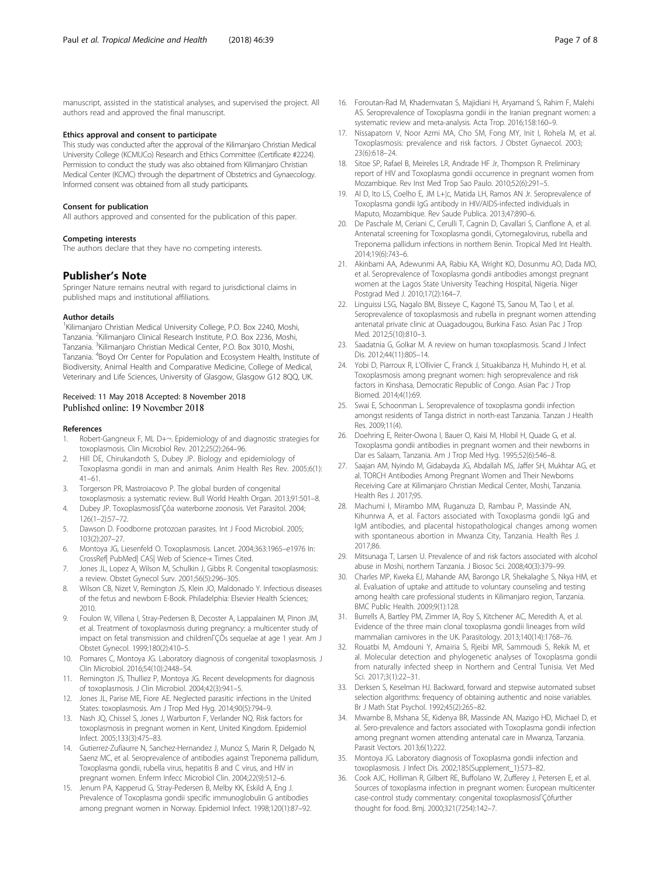manuscript, assisted in the statistical analyses, and supervised the project. All authors read and approved the final manuscript.

#### Ethics approval and consent to participate

This study was conducted after the approval of the Kilimanjaro Christian Medical University College (KCMUCo) Research and Ethics Committee (Certificate #2224). Permission to conduct the study was also obtained from Kilimanjaro Christian Medical Center (KCMC) through the department of Obstetrics and Gynaecology. Informed consent was obtained from all study participants.

#### Consent for publication

All authors approved and consented for the publication of this paper.

#### Competing interests

The authors declare that they have no competing interests.

## Publisher's Note

Springer Nature remains neutral with regard to jurisdictional claims in published maps and institutional affiliations.

#### Author details

[1]Kilimanjaro Christian Medical University College, P.O. Box 2240, Moshi, Tanzania. [2]Kilimanjaro Clinical Research Institute, P.O. Box 2236, Moshi, Tanzania. [3]Kilimanjaro Christian Medical Center, P.O. Box 3010, Moshi, Tanzania. [4]Boyd Orr Center for Population and Ecosystem Health, Institute of Biodiversity, Animal Health and Comparative Medicine, College of Medical, Veterinary and Life Sciences, University of Glasgow, Glasgow G12 8QQ, UK.

Received: 11 May 2018 Accepted: 8 November 2018
Published online: 19 November 2018

#### References

1. Robert-Gangneux F, ML D+¬. Epidemiology of and diagnostic strategies for toxoplasmosis. Clin Microbiol Rev. 2012;25(2):264–96.
2. Hill DE, Chirukandoth S, Dubey JP. Biology and epidemiology of Toxoplasma gondii in man and animals. Anim Health Res Rev. 2005;6(1): 41–61.
3. Torgerson PR, Mastroiacovo P. The global burden of congenital toxoplasmosis: a systematic review. Bull World Health Organ. 2013;91:501–8.
4. Dubey JP. ToxoplasmosisΓÇôa waterborne zoonosis. Vet Parasitol. 2004; 126(1–2):57–72.
5. Dawson D. Foodborne protozoan parasites. Int J Food Microbiol. 2005; 103(2):207–27.
6. Montoya JG, Liesenfeld O. Toxoplasmosis. Lancet. 2004;363:1965–e1976 In: CrossRef| PubMed| CAS| Web of Science-« Times Cited.
7. Jones JL, Lopez A, Wilson M, Schulkin J, Gibbs R. Congenital toxoplasmosis: a review. Obstet Gynecol Surv. 2001;56(5):296–305.
8. Wilson CB, Nizet V, Remington JS, Klein JO, Maldonado Y. Infectious diseases of the fetus and newborn E-Book. Philadelphia: Elsevier Health Sciences; 2010.
9. Foulon W, Villena I, Stray-Pedersen B, Decoster A, Lappalainen M, Pinon JM, et al. Treatment of toxoplasmosis during pregnancy: a multicenter study of impact on fetal transmission and childrenΓÇÖs sequelae at age 1 year. Am J Obstet Gynecol. 1999;180(2):410–5.
10. Pomares C, Montoya JG. Laboratory diagnosis of congenital toxoplasmosis. J Clin Microbiol. 2016;54(10):2448–54.
11. Remington JS, Thulliez P, Montoya JG. Recent developments for diagnosis of toxoplasmosis. J Clin Microbiol. 2004;42(3):941–5.
12. Jones JL, Parise ME, Fiore AE. Neglected parasitic infections in the United States: toxoplasmosis. Am J Trop Med Hyg. 2014;90(5):794–9.
13. Nash JQ, Chissel S, Jones J, Warburton F, Verlander NQ. Risk factors for toxoplasmosis in pregnant women in Kent, United Kingdom. Epidemiol Infect. 2005;133(3):475–83.
14. Gutierrez-Zufiaurre N, Sanchez-Hernandez J, Munoz S, Marin R, Delgado N, Saenz MC, et al. Seroprevalence of antibodies against Treponema pallidum, Toxoplasma gondii, rubella virus, hepatitis B and C virus, and HIV in pregnant women. Enferm Infecc Microbiol Clin. 2004;22(9):512–6.
15. Jenum PA, Kapperud G, Stray-Pedersen B, Melby KK, Eskild A, Eng J. Prevalence of Toxoplasma gondii specific immunoglobulin G antibodies among pregnant women in Norway. Epidemiol Infect. 1998;120(1):87–92.
16. Foroutan-Rad M, Khademvatan S, Majidiani H, Aryamand S, Rahim F, Malehi AS. Seroprevalence of Toxoplasma gondii in the Iranian pregnant women: a systematic review and meta-analysis. Acta Trop. 2016;158:160–9.
17. Nissapatorn V, Noor Azmi MA, Cho SM, Fong MY, Init I, Rohela M, et al. Toxoplasmosis: prevalence and risk factors. J Obstet Gynaecol. 2003; 23(6):618–24.
18. Sitoe SP, Rafael B, Meireles LR, Andrade HF Jr, Thompson R. Preliminary report of HIV and Toxoplasma gondii occurrence in pregnant women from Mozambique. Rev Inst Med Trop Sao Paulo. 2010;52(6):291–5.
19. Al D, Ito LS, Coelho E, JM L+¦c, Matida LH, Ramos AN Jr. Seroprevalence of Toxoplasma gondii IgG antibody in HIV/AIDS-infected individuals in Maputo, Mozambique. Rev Saude Publica. 2013;47:890–6.
20. De Paschale M, Ceriani C, Cerulli T, Cagnin D, Cavallari S, Cianflone A, et al. Antenatal screening for Toxoplasma gondii, Cytomegalovirus, rubella and Treponema pallidum infections in northern Benin. Tropical Med Int Health. 2014;19(6):743–6.
21. Akinbami AA, Adewunmi AA, Rabiu KA, Wright KO, Dosunmu AO, Dada MO, et al. Seroprevalence of Toxoplasma gondii antibodies amongst pregnant women at the Lagos State University Teaching Hospital, Nigeria. Niger Postgrad Med J. 2010;17(2):164–7.
22. Linguissi LSG, Nagalo BM, Bisseye C, Kagoné TS, Sanou M, Tao I, et al. Seroprevalence of toxoplasmosis and rubella in pregnant women attending antenatal private clinic at Ouagadougou, Burkina Faso. Asian Pac J Trop Med. 2012;5(10):810–3.
23. Saadatnia G, Golkar M. A review on human toxoplasmosis. Scand J Infect Dis. 2012;44(11):805–14.
24. Yobi D, Piarroux R, L'Ollivier C, Franck J, Situakibanza H, Muhindo H, et al. Toxoplasmosis among pregnant women: high seroprevalence and risk factors in Kinshasa, Democratic Republic of Congo. Asian Pac J Trop Biomed. 2014;4(1):69.
25. Swai E, Schoonman L. Seroprevalence of toxoplasma gondii infection amongst residents of Tanga district in north-east Tanzania. Tanzan J Health Res. 2009;11(4).
26. Doehring E, Reiter-Owona I, Bauer O, Kaisi M, Hlobil H, Quade G, et al. Toxoplasma gondii antibodies in pregnant women and their newborns in Dar es Salaam, Tanzania. Am J Trop Med Hyg. 1995;52(6):546–8.
27. Saajan AM, Nyindo M, Gidabayda JG, Abdallah MS, Jaffer SH, Mukhtar AG, et al. TORCH Antibodies Among Pregnant Women and Their Newborns Receiving Care at Kilimanjaro Christian Medical Center, Moshi, Tanzania. Health Res J. 2017;95.
28. Machumi I, Mirambo MM, Ruganuza D, Rambau P, Massinde AN, Kihunrwa A, et al. Factors associated with Toxoplasma gondii IgG and IgM antibodies, and placental histopathological changes among women with spontaneous abortion in Mwanza City, Tanzania. Health Res J. 2017;86.
29. Mitsunaga T, Larsen U. Prevalence of and risk factors associated with alcohol abuse in Moshi, northern Tanzania. J Biosoc Sci. 2008;40(3):379–99.
30. Charles MP, Kweka EJ, Mahande AM, Barongo LR, Shekalaghe S, Nkya HM, et al. Evaluation of uptake and attitude to voluntary counseling and testing among health care professional students in Kilimanjaro region, Tanzania. BMC Public Health. 2009;9(1):128.
31. Burrells A, Bartley PM, Zimmer IA, Roy S, Kitchener AC, Meredith A, et al. Evidence of the three main clonal toxoplasma gondii lineages from wild mammalian carnivores in the UK. Parasitology. 2013;140(14):1768–76.
32. Rouatbi M, Amdouni Y, Amairia S, Rjeibi MR, Sammoudi S, Rekik M, et al. Molecular detection and phylogenetic analyses of Toxoplasma gondii from naturally infected sheep in Northern and Central Tunisia. Vet Med Sci. 2017;3(1):22–31.
33. Derksen S, Keselman HJ. Backward, forward and stepwise automated subset selection algorithms: frequency of obtaining authentic and noise variables. Br J Math Stat Psychol. 1992;45(2):265–82.
34. Mwambe B, Mshana SE, Kidenya BR, Massinde AN, Mazigo HD, Michael D, et al. Sero-prevalence and factors associated with Toxoplasma gondii infection among pregnant women attending antenatal care in Mwanza, Tanzania. Parasit Vectors. 2013;6(1):222.
35. Montoya JG. Laboratory diagnosis of Toxoplasma gondii infection and toxoplasmosis. J Infect Dis. 2002;185(Supplement_1):S73–82.
36. Cook AJC, Holliman R, Gilbert RE, Buffolano W, Zufferey J, Petersen E, et al. Sources of toxoplasma infection in pregnant women: European multicenter case-control study commentary: congenital toxoplasmosisΓÇöfurther thought for food. Bmj. 2000;321(7254):142–7.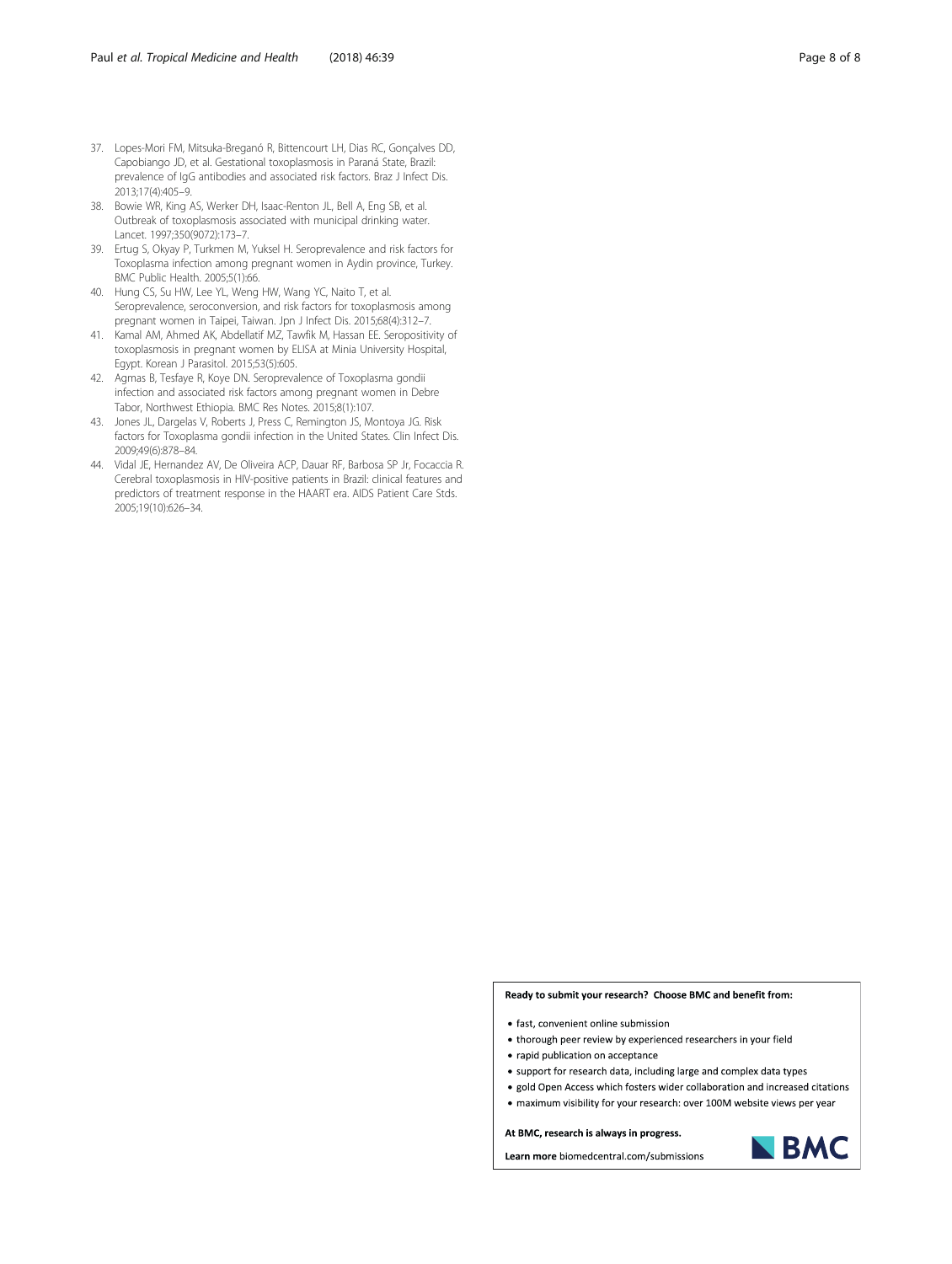37. Lopes-Mori FM, Mitsuka-Breganó R, Bittencourt LH, Dias RC, Gonçalves DD, Capobiango JD, et al. Gestational toxoplasmosis in Paraná State, Brazil: prevalence of IgG antibodies and associated risk factors. Braz J Infect Dis. 2013;17(4):405–9.
38. Bowie WR, King AS, Werker DH, Isaac-Renton JL, Bell A, Eng SB, et al. Outbreak of toxoplasmosis associated with municipal drinking water. Lancet. 1997;350(9072):173–7.
39. Ertug S, Okyay P, Turkmen M, Yuksel H. Seroprevalence and risk factors for Toxoplasma infection among pregnant women in Aydin province, Turkey. BMC Public Health. 2005;5(1):66.
40. Hung CS, Su HW, Lee YL, Weng HW, Wang YC, Naito T, et al. Seroprevalence, seroconversion, and risk factors for toxoplasmosis among pregnant women in Taipei, Taiwan. Jpn J Infect Dis. 2015;68(4):312–7.
41. Kamal AM, Ahmed AK, Abdellatif MZ, Tawfik M, Hassan EE. Seropositivity of toxoplasmosis in pregnant women by ELISA at Minia University Hospital, Egypt. Korean J Parasitol. 2015;53(5):605.
42. Agmas B, Tesfaye R, Koye DN. Seroprevalence of Toxoplasma gondii infection and associated risk factors among pregnant women in Debre Tabor, Northwest Ethiopia. BMC Res Notes. 2015;8(1):107.
43. Jones JL, Dargelas V, Roberts J, Press C, Remington JS, Montoya JG. Risk factors for Toxoplasma gondii infection in the United States. Clin Infect Dis. 2009;49(6):878–84.
44. Vidal JE, Hernandez AV, De Oliveira ACP, Dauar RF, Barbosa SP Jr, Focaccia R. Cerebral toxoplasmosis in HIV-positive patients in Brazil: clinical features and predictors of treatment response in the HAART era. AIDS Patient Care Stds. 2005;19(10):626–34.

**Ready to submit your research? Choose BMC and benefit from:**

- fast, convenient online submission
- thorough peer review by experienced researchers in your field
- rapid publication on acceptance
- support for research data, including large and complex data types
- gold Open Access which fosters wider collaboration and increased citations
- maximum visibility for your research: over 100M website views per year

**At BMC, research is always in progress.**

**Learn more** biomedcentral.com/submissions

BMC